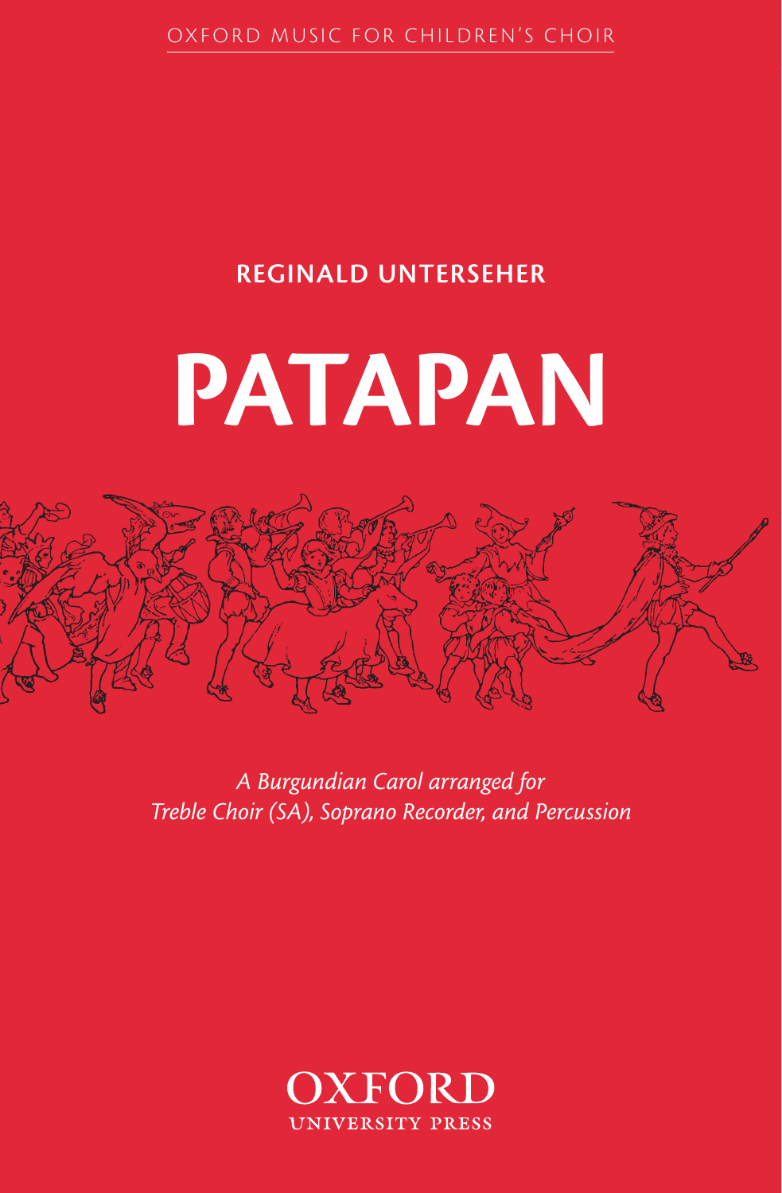OXFORD MUSIC FOR CHILDREN'S CHOIR

## REGINALD UNTERSEHER

# PATAPAN

*A Burgundian Carol arranged for Treble Choir (SA), Soprano Recorder, and Percussion*

OXFORD
UNIVERSITY PRESS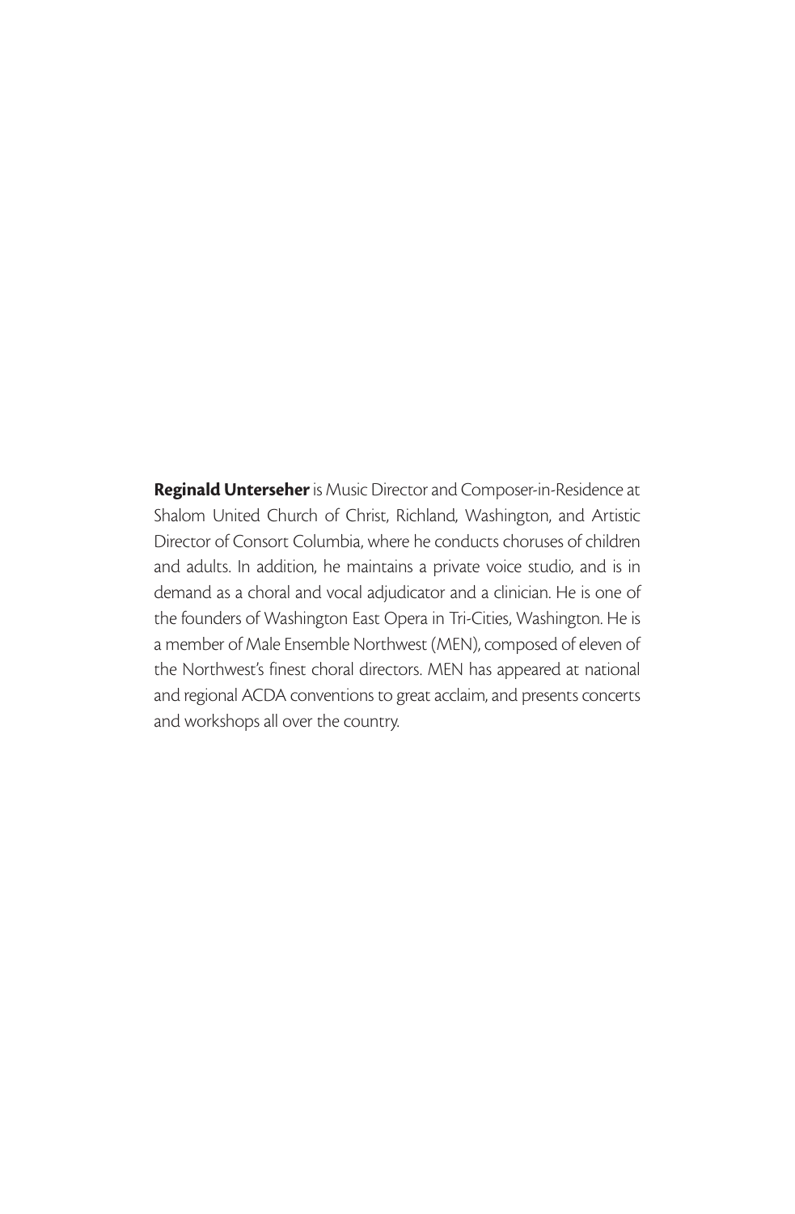**Reginald Unterseher** is Music Director and Composer-in-Residence at Shalom United Church of Christ, Richland, Washington, and Artistic Director of Consort Columbia, where he conducts choruses of children and adults. In addition, he maintains a private voice studio, and is in demand as a choral and vocal adjudicator and a clinician. He is one of the founders of Washington East Opera in Tri-Cities, Washington. He is a member of Male Ensemble Northwest (MEN), composed of eleven of the Northwest's finest choral directors. MEN has appeared at national and regional ACDA conventions to great acclaim, and presents concerts and workshops all over the country.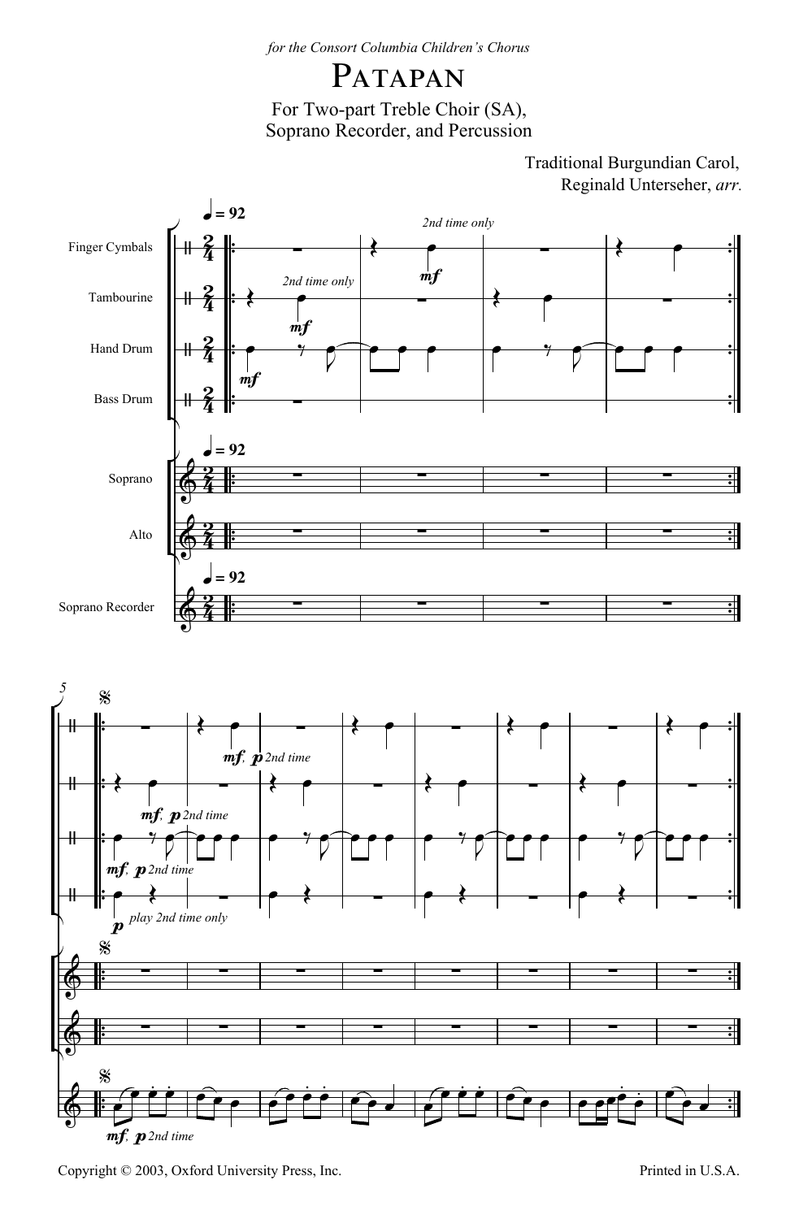*for the Consort Columbia Children's Chorus*

# Patapan

For Two-part Treble Choir (SA),
Soprano Recorder, and Percussion

Traditional Burgundian Carol,
Reginald Unterseher, *arr.*

Copyright © 2003, Oxford University Press, Inc.

Printed in U.S.A.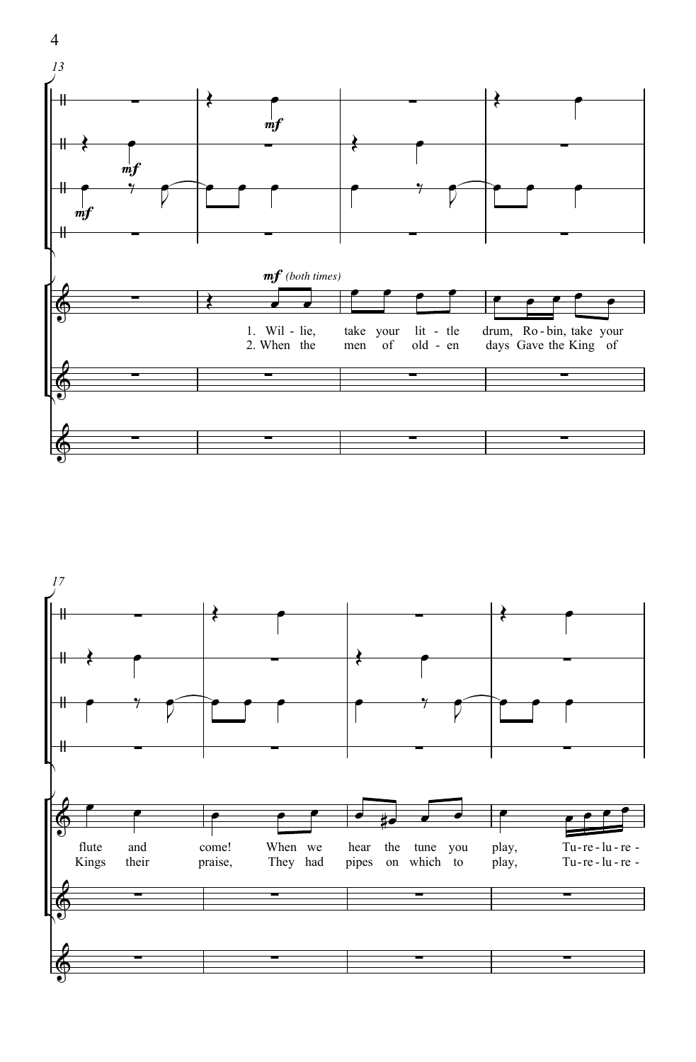mf (both times)

1. Wil - lie, take your lit - tle drum, Ro - bin, take your flute and come! When we hear the tune you play, Tu - re - lu - re -

2. When the men of old - en days Gave the King of Kings their praise, They had pipes on which to play, Tu - re - lu - re -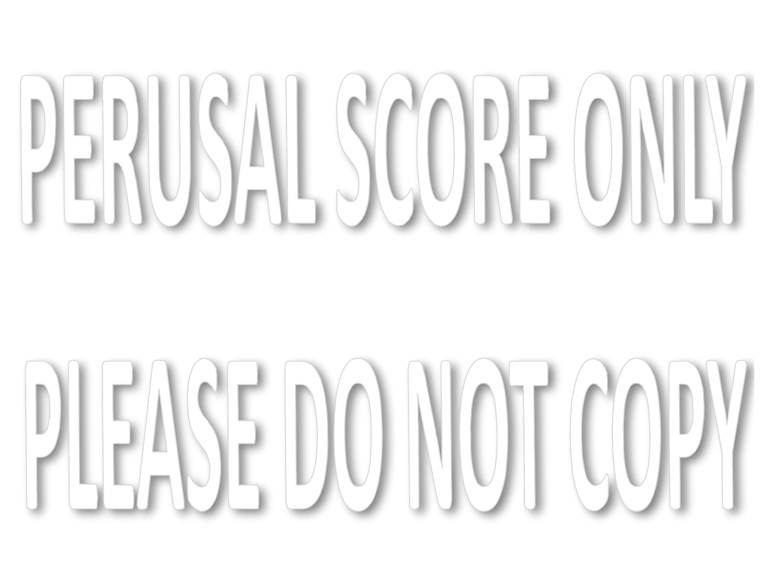PERUSAL SCORE ONLY

PLEASE DO NOT COPY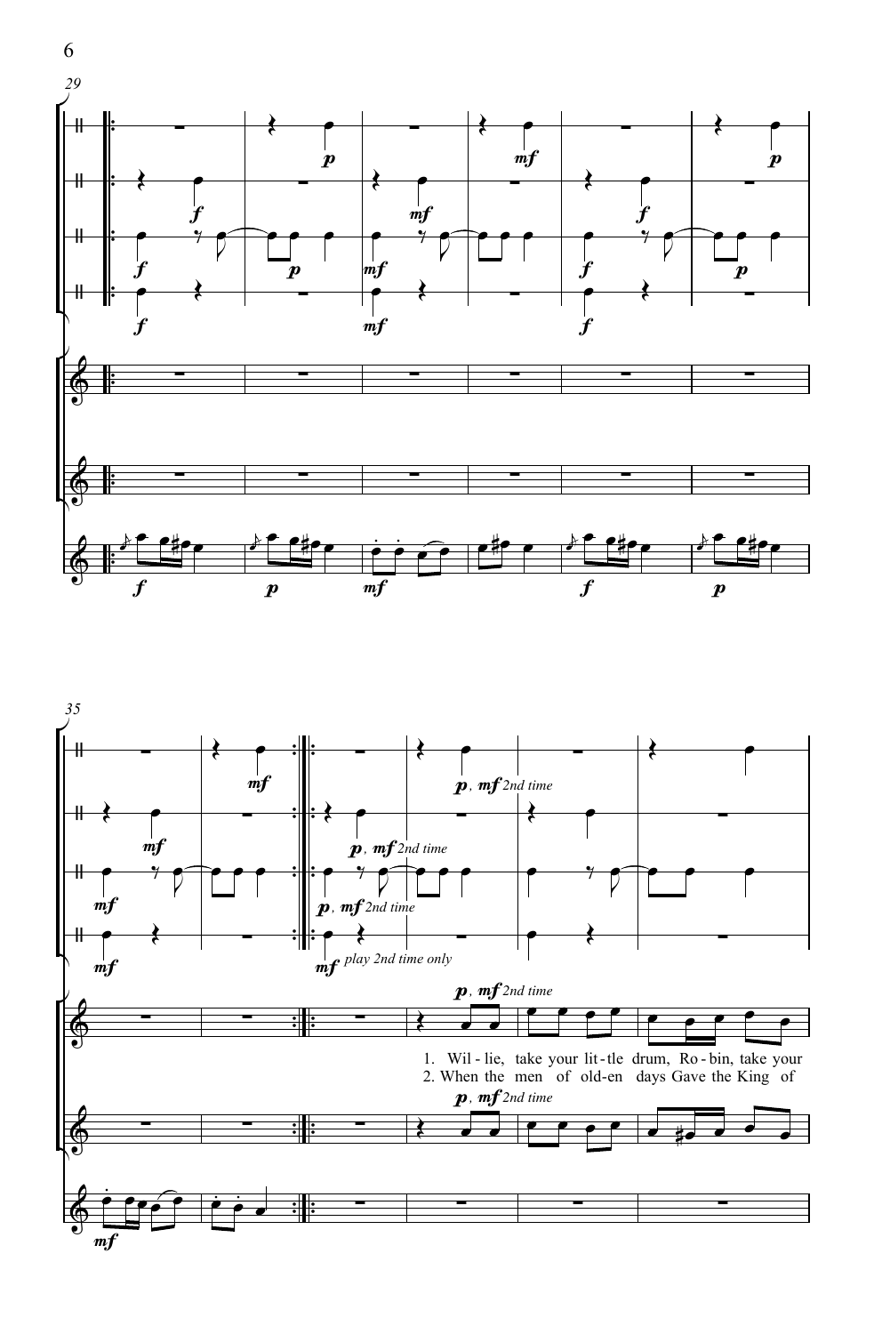1. Wil - lie, take your lit - tle drum, Ro - bin, take your
2. When the men of old-en days Gave the King of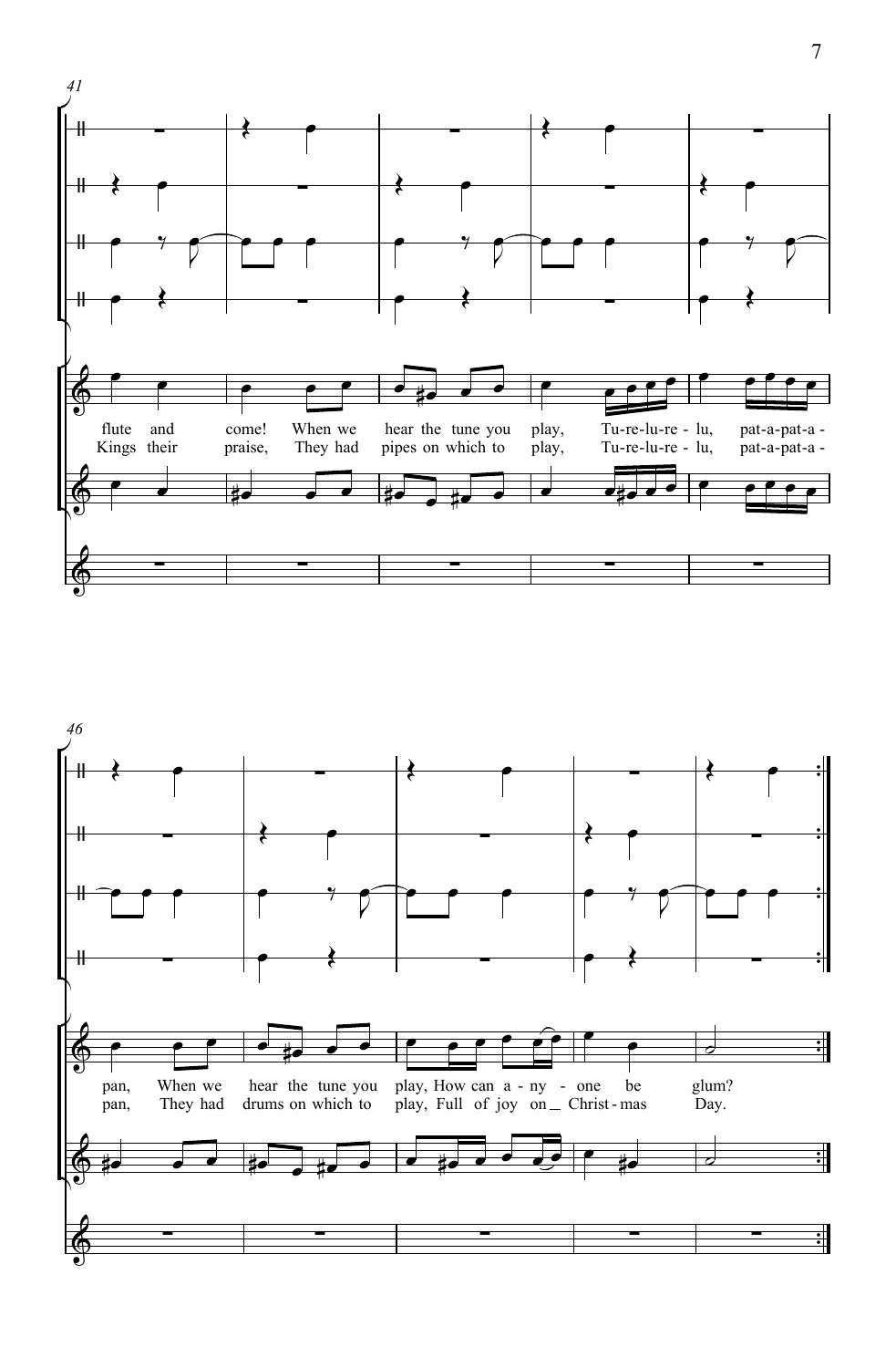flute and come! When we hear the tune you play, Tu-re-lu-re - lu, pat-a-pat-a -
Kings their praise, They had pipes on which to play, Tu-re-lu-re - lu, pat-a-pat-a -

pan, When we hear the tune you play, How can a - ny - one be glum?
pan, They had drums on which to play, Full of joy on Christ - mas Day.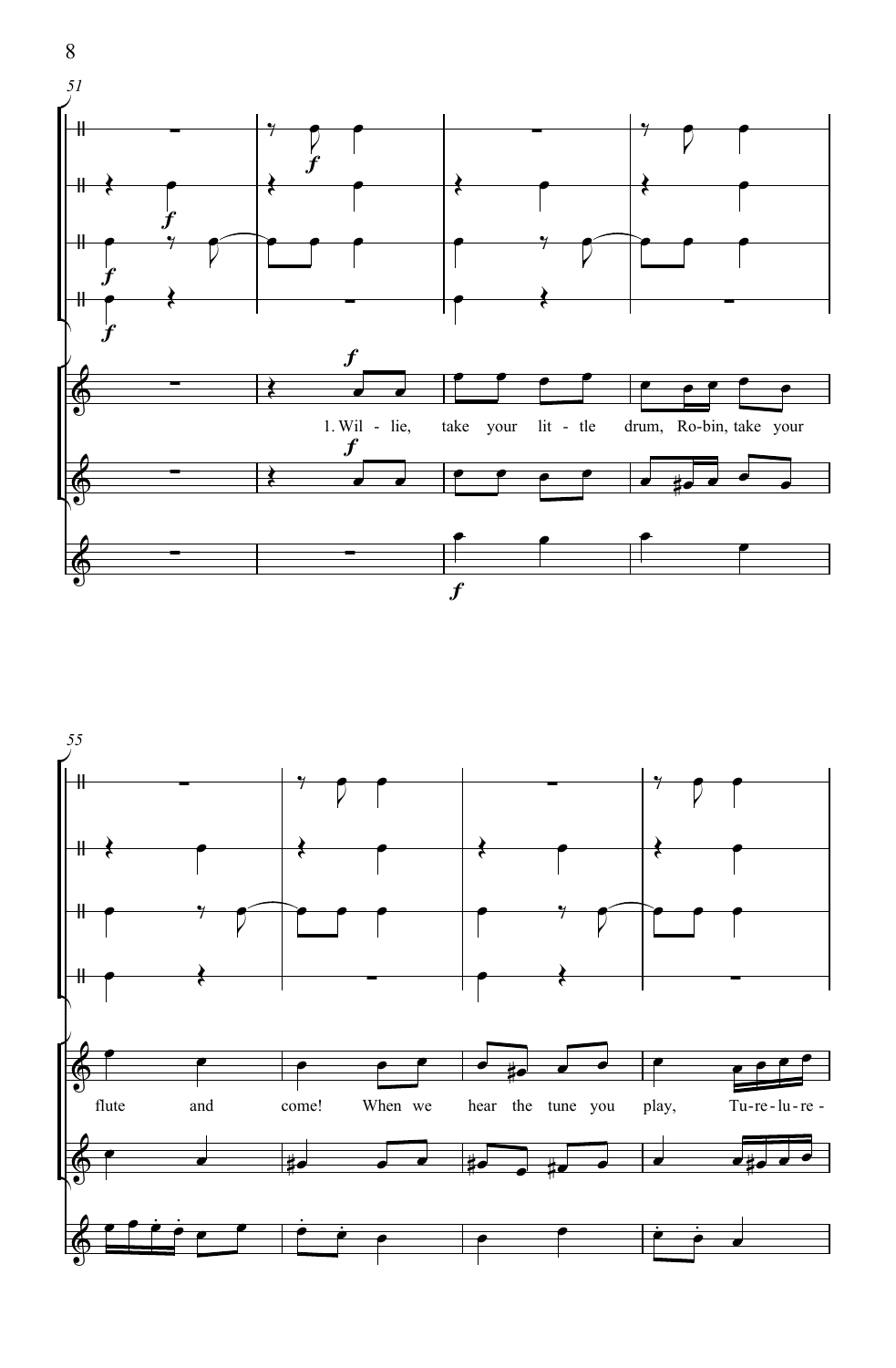51

1. Wil - lie, take your lit - tle drum, Ro-bin, take your

55

flute and come! When we hear the tune you play, Tu-re-lu-re -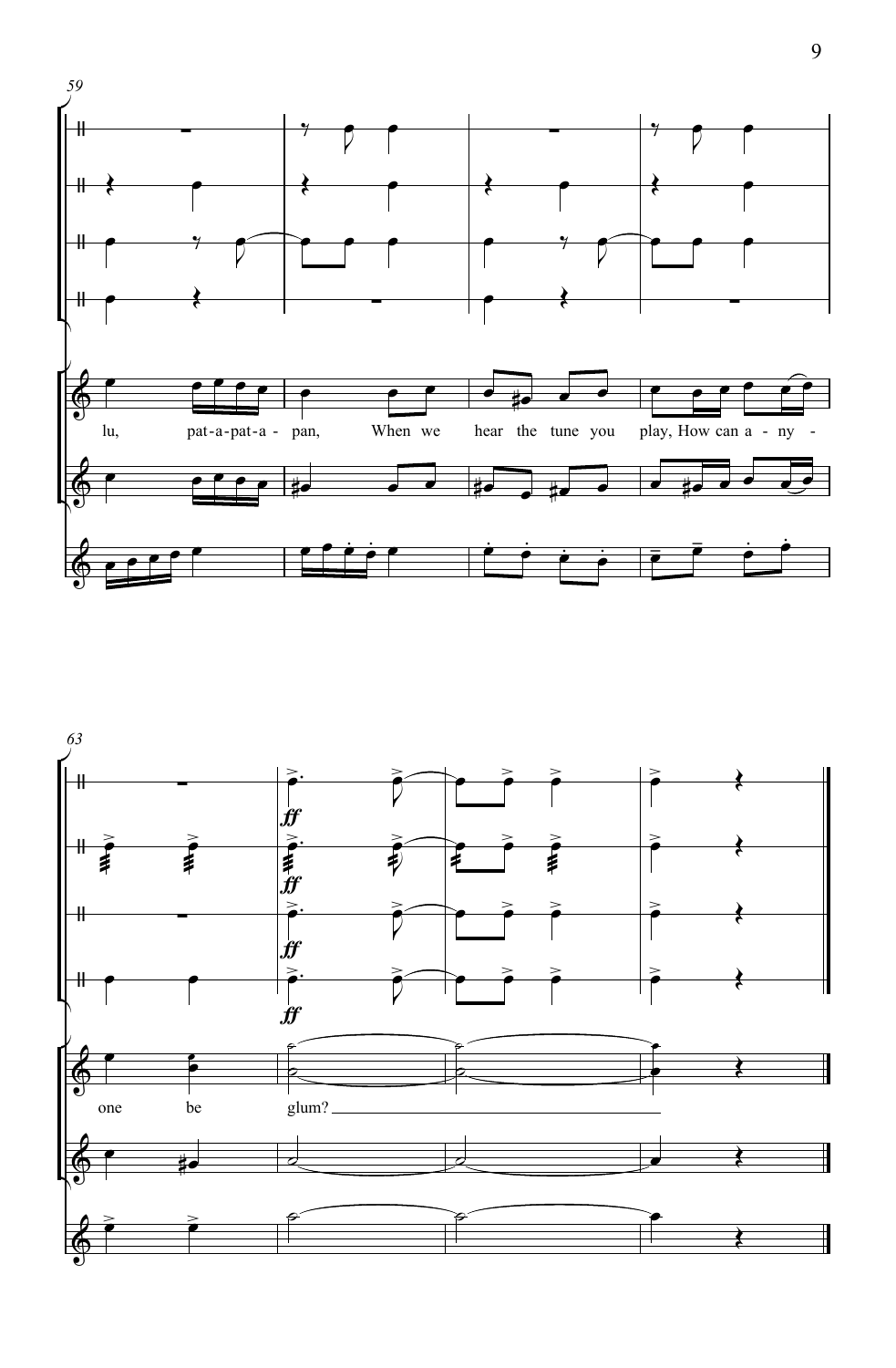lu, pat-a-pat-a - pan, When we hear the tune you play, How can a - ny - one be glum?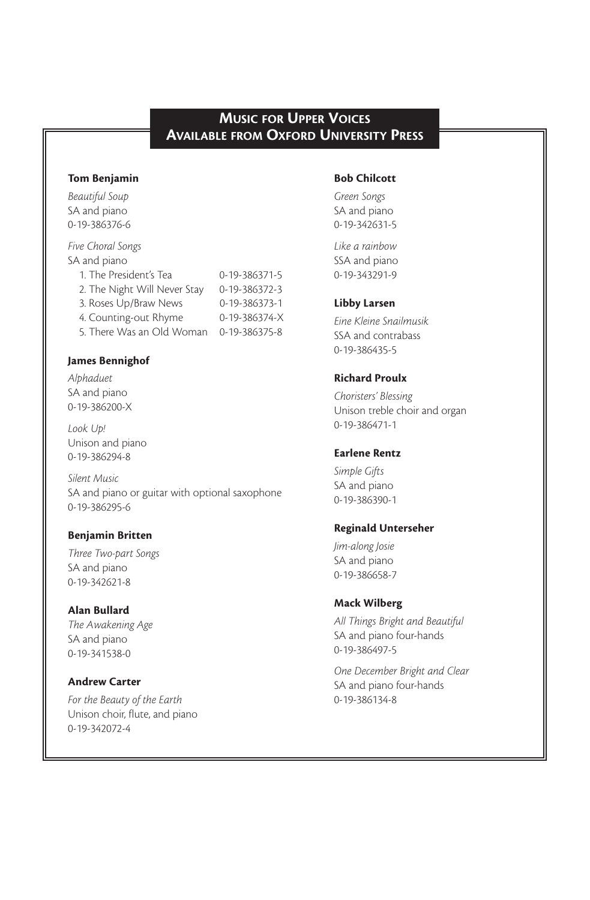## Music for Upper Voices
## Available from Oxford University Press

**Tom Benjamin**

*Beautiful Soup*
SA and piano
0-19-386376-6

*Five Choral Songs*
SA and piano

| | |
|---|---|
| 1. The President's Tea | 0-19-386371-5 |
| 2. The Night Will Never Stay | 0-19-386372-3 |
| 3. Roses Up/Braw News | 0-19-386373-1 |
| 4. Counting-out Rhyme | 0-19-386374-X |
| 5. There Was an Old Woman | 0-19-386375-8 |

**James Bennighof**

*Alphaduet*
SA and piano
0-19-386200-X

*Look Up!*
Unison and piano
0-19-386294-8

*Silent Music*
SA and piano or guitar with optional saxophone
0-19-386295-6

**Benjamin Britten**

*Three Two-part Songs*
SA and piano
0-19-342621-8

**Alan Bullard**

*The Awakening Age*
SA and piano
0-19-341538-0

**Andrew Carter**

*For the Beauty of the Earth*
Unison choir, flute, and piano
0-19-342072-4

**Bob Chilcott**

*Green Songs*
SA and piano
0-19-342631-5

*Like a rainbow*
SSA and piano
0-19-343291-9

**Libby Larsen**

*Eine Kleine Snailmusik*
SSA and contrabass
0-19-386435-5

**Richard Proulx**

*Choristers' Blessing*
Unison treble choir and organ
0-19-386471-1

**Earlene Rentz**

*Simple Gifts*
SA and piano
0-19-386390-1

**Reginald Unterseher**

*Jim-along Josie*
SA and piano
0-19-386658-7

**Mack Wilberg**

*All Things Bright and Beautiful*
SA and piano four-hands
0-19-386497-5

*One December Bright and Clear*
SA and piano four-hands
0-19-386134-8